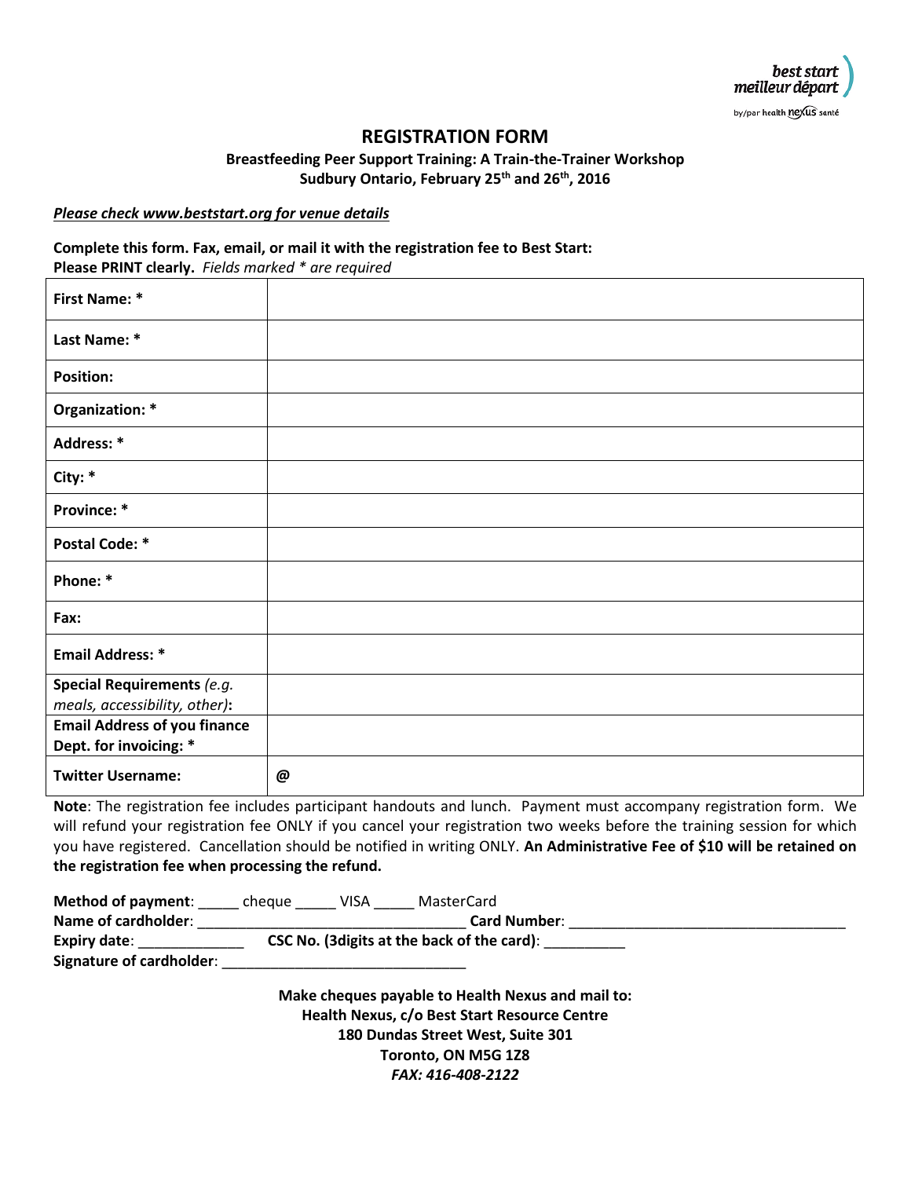best start
meilleur départ
by/par health nexus santé

# REGISTRATION FORM

**Breastfeeding Peer Support Training: A Train-the-Trainer Workshop**
**Sudbury Ontario, February 25th and 26th, 2016**

***Please check www.beststart.org for venue details***

**Complete this form. Fax, email, or mail it with the registration fee to Best Start:**
**Please PRINT clearly.** *Fields marked * are required*

| | |
|---|---|
| **First Name: *** | |
| **Last Name: *** | |
| **Position:** | |
| **Organization: *** | |
| **Address: *** | |
| **City: *** | |
| **Province: *** | |
| **Postal Code: *** | |
| **Phone: *** | |
| **Fax:** | |
| **Email Address: *** | |
| **Special Requirements** *(e.g. meals, accessibility, other)***:** | |
| **Email Address of you finance Dept. for invoicing: *** | |
| **Twitter Username:** | **@** |

**Note**: The registration fee includes participant handouts and lunch. Payment must accompany registration form. We will refund your registration fee ONLY if you cancel your registration two weeks before the training session for which you have registered. Cancellation should be notified in writing ONLY. **An Administrative Fee of $10 will be retained on the registration fee when processing the refund.**

**Method of payment**: _____ cheque _____ VISA _____ MasterCard
**Name of cardholder**: ________________________________ **Card Number**: ________________________________
**Expiry date**: _____________ **CSC No. (3digits at the back of the card)**: __________
**Signature of cardholder**: _____________________________

**Make cheques payable to Health Nexus and mail to:**
**Health Nexus, c/o Best Start Resource Centre**
**180 Dundas Street West, Suite 301**
**Toronto, ON M5G 1Z8**
***FAX: 416-408-2122***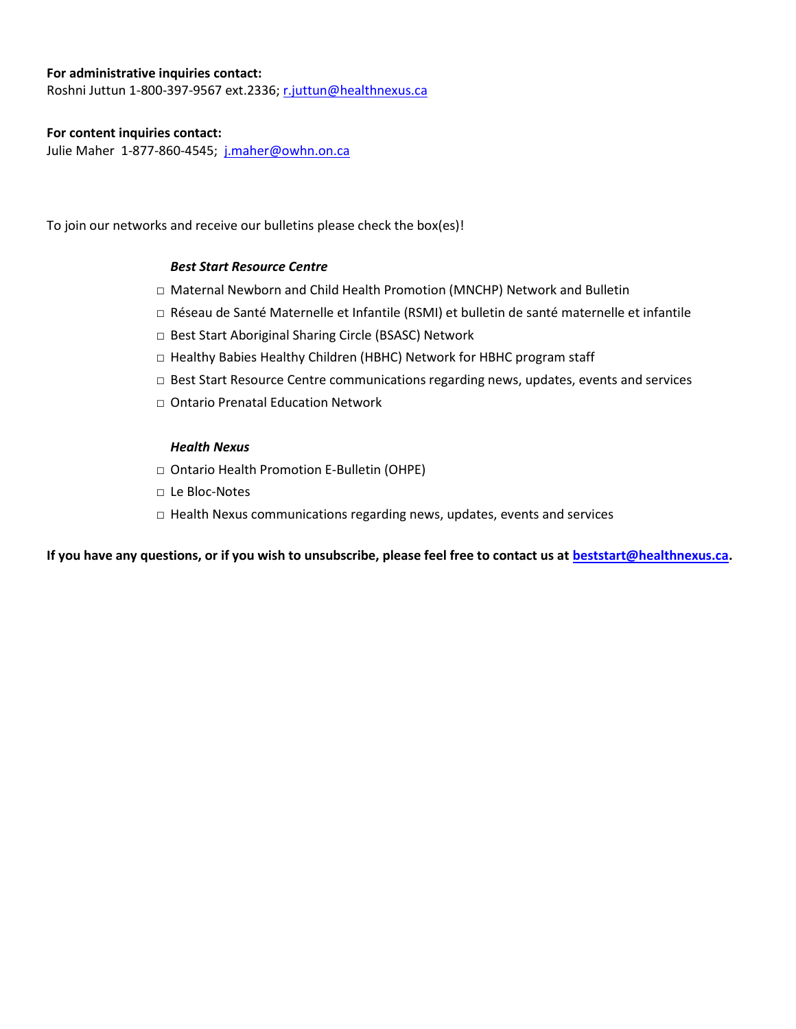**For administrative inquiries contact:**
Roshni Juttun 1-800-397-9567 ext.2336; r.juttun@healthnexus.ca

**For content inquiries contact:**
Julie Maher 1-877-860-4545; j.maher@owhn.on.ca

To join our networks and receive our bulletins please check the box(es)!

***Best Start Resource Centre***

- □ Maternal Newborn and Child Health Promotion (MNCHP) Network and Bulletin
- □ Réseau de Santé Maternelle et Infantile (RSMI) et bulletin de santé maternelle et infantile
- □ Best Start Aboriginal Sharing Circle (BSASC) Network
- □ Healthy Babies Healthy Children (HBHC) Network for HBHC program staff
- □ Best Start Resource Centre communications regarding news, updates, events and services
- □ Ontario Prenatal Education Network

***Health Nexus***

- □ Ontario Health Promotion E-Bulletin (OHPE)
- □ Le Bloc-Notes
- □ Health Nexus communications regarding news, updates, events and services

**If you have any questions, or if you wish to unsubscribe, please feel free to contact us at beststart@healthnexus.ca.**